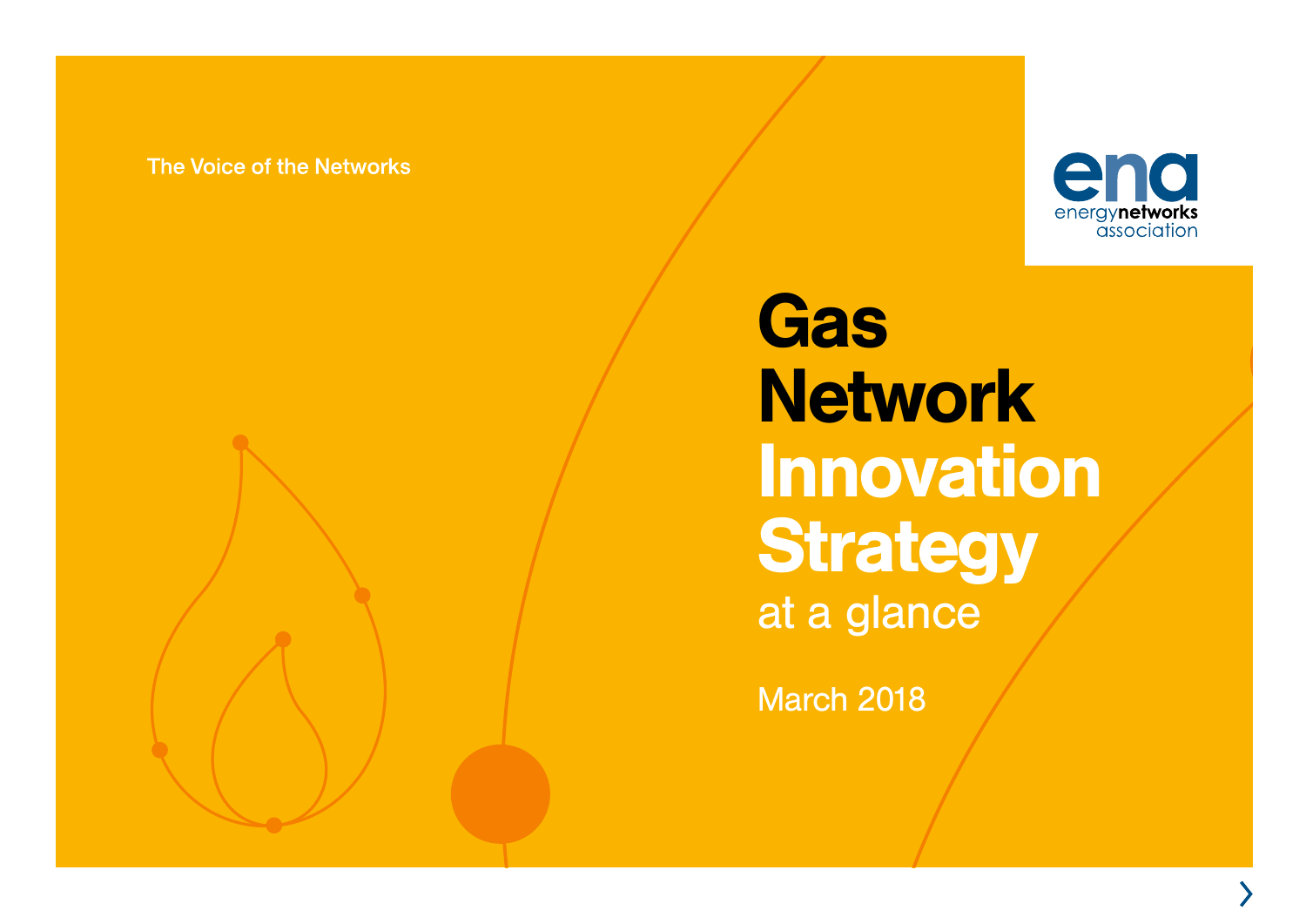The Voice of the Networks

energynetworks association

# Gas Network Innovation Strategy

at a glance

March 2018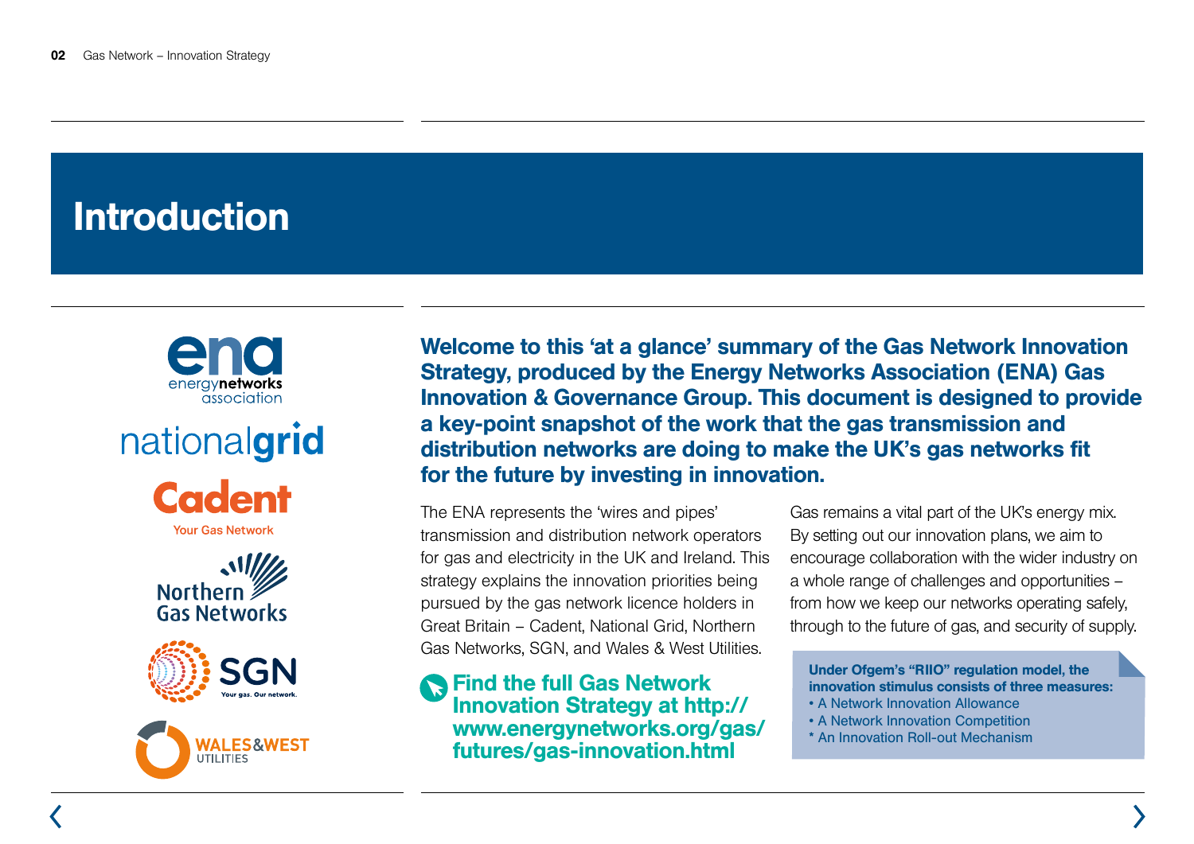# Introduction

**Welcome to this 'at a glance' summary of the Gas Network Innovation Strategy, produced by the Energy Networks Association (ENA) Gas Innovation & Governance Group. This document is designed to provide a key-point snapshot of the work that the gas transmission and distribution networks are doing to make the UK's gas networks fit for the future by investing in innovation.**

The ENA represents the 'wires and pipes' transmission and distribution network operators for gas and electricity in the UK and Ireland. This strategy explains the innovation priorities being pursued by the gas network licence holders in Great Britain – Cadent, National Grid, Northern Gas Networks, SGN, and Wales & West Utilities.

**Find the full Gas Network Innovation Strategy at http://www.energynetworks.org/gas/futures/gas-innovation.html**

Gas remains a vital part of the UK's energy mix. By setting out our innovation plans, we aim to encourage collaboration with the wider industry on a whole range of challenges and opportunities – from how we keep our networks operating safely, through to the future of gas, and security of supply.

**Under Ofgem's "RIIO" regulation model, the innovation stimulus consists of three measures:**

- A Network Innovation Allowance
- A Network Innovation Competition
- An Innovation Roll-out Mechanism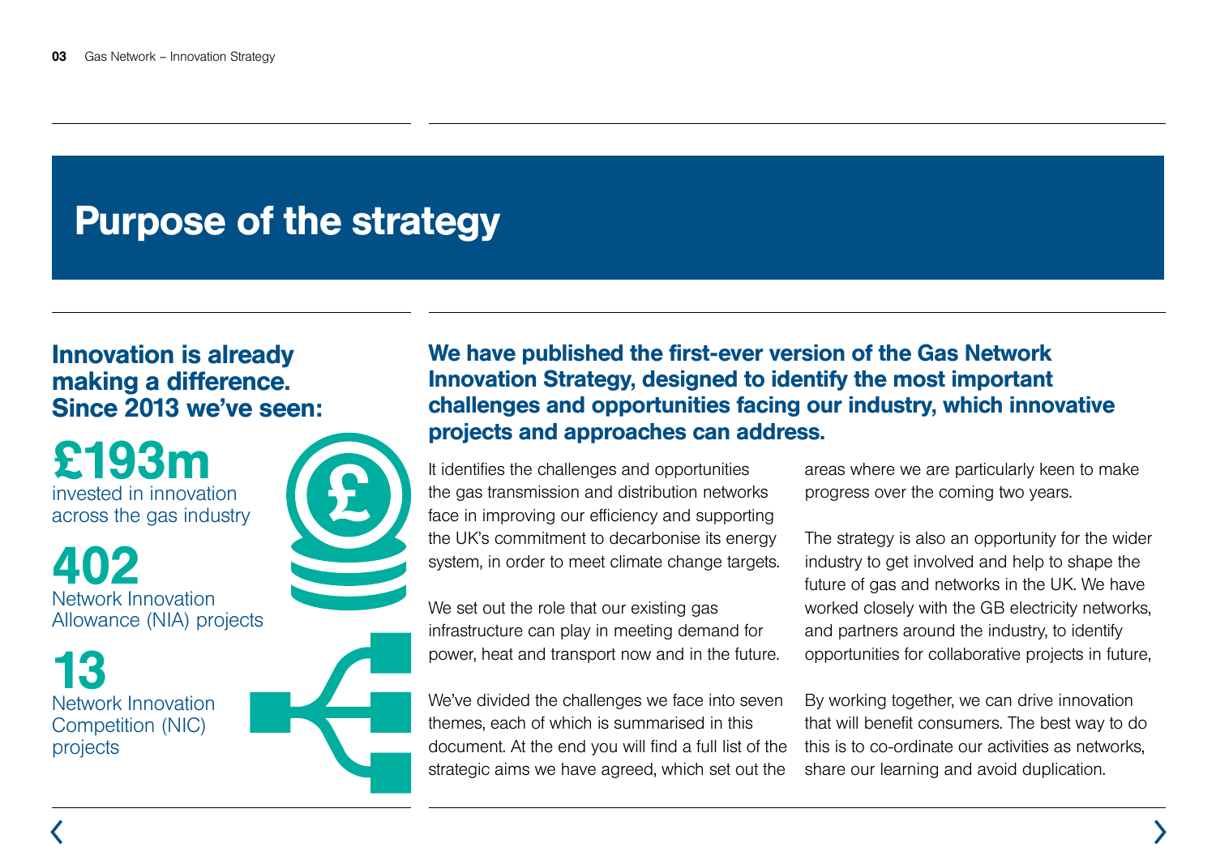# Purpose of the strategy

## Innovation is already making a difference. Since 2013 we've seen:

**£193m**
invested in innovation across the gas industry

**402**
Network Innovation Allowance (NIA) projects

**13**
Network Innovation Competition (NIC) projects

**We have published the first-ever version of the Gas Network Innovation Strategy, designed to identify the most important challenges and opportunities facing our industry, which innovative projects and approaches can address.**

It identifies the challenges and opportunities the gas transmission and distribution networks face in improving our efficiency and supporting the UK's commitment to decarbonise its energy system, in order to meet climate change targets.

We set out the role that our existing gas infrastructure can play in meeting demand for power, heat and transport now and in the future.

We've divided the challenges we face into seven themes, each of which is summarised in this document. At the end you will find a full list of the strategic aims we have agreed, which set out the areas where we are particularly keen to make progress over the coming two years.

The strategy is also an opportunity for the wider industry to get involved and help to shape the future of gas and networks in the UK. We have worked closely with the GB electricity networks, and partners around the industry, to identify opportunities for collaborative projects in future,

By working together, we can drive innovation that will benefit consumers. The best way to do this is to co-ordinate our activities as networks, share our learning and avoid duplication.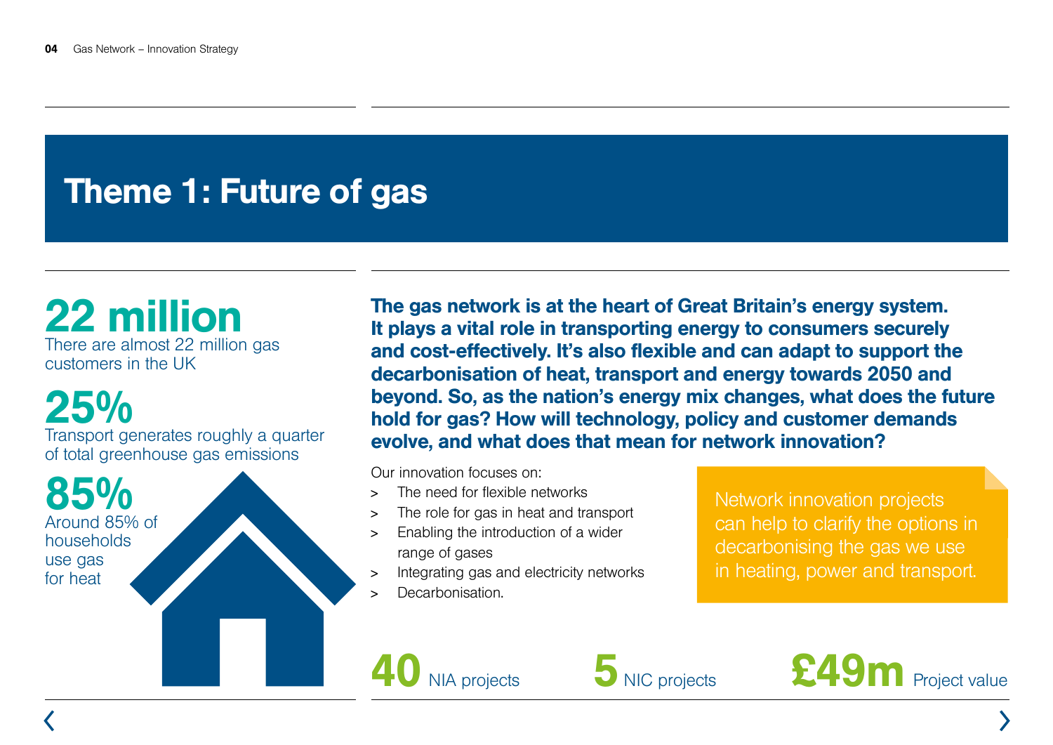# Theme 1: Future of gas

**22 million**
There are almost 22 million gas customers in the UK

**25%**
Transport generates roughly a quarter of total greenhouse gas emissions

**85%**
Around 85% of households use gas for heat

**The gas network is at the heart of Great Britain's energy system. It plays a vital role in transporting energy to consumers securely and cost-effectively. It's also flexible and can adapt to support the decarbonisation of heat, transport and energy towards 2050 and beyond. So, as the nation's energy mix changes, what does the future hold for gas? How will technology, policy and customer demands evolve, and what does that mean for network innovation?**

Our innovation focuses on:

- The need for flexible networks
- The role for gas in heat and transport
- Enabling the introduction of a wider range of gases
- Integrating gas and electricity networks
- Decarbonisation.

Network innovation projects can help to clarify the options in decarbonising the gas we use in heating, power and transport.

**40** NIA projects

**5** NIC projects

**£49m** Project value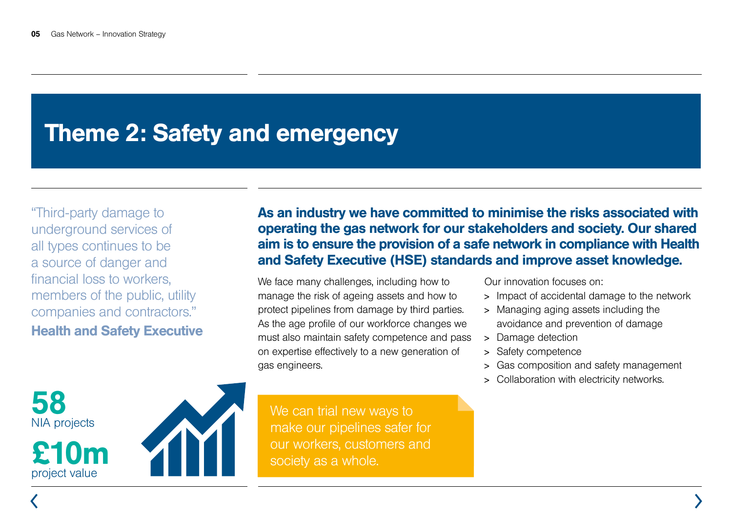# Theme 2: Safety and emergency

"Third-party damage to underground services of all types continues to be a source of danger and financial loss to workers, members of the public, utility companies and contractors."

**Health and Safety Executive**

**58**
NIA projects

**£10m**
project value

**As an industry we have committed to minimise the risks associated with operating the gas network for our stakeholders and society. Our shared aim is to ensure the provision of a safe network in compliance with Health and Safety Executive (HSE) standards and improve asset knowledge.**

We face many challenges, including how to manage the risk of ageing assets and how to protect pipelines from damage by third parties. As the age profile of our workforce changes we must also maintain safety competence and pass on expertise effectively to a new generation of gas engineers.

We can trial new ways to make our pipelines safer for our workers, customers and society as a whole.

Our innovation focuses on:

- Impact of accidental damage to the network
- Managing aging assets including the avoidance and prevention of damage
- Damage detection
- Safety competence
- Gas composition and safety management
- Collaboration with electricity networks.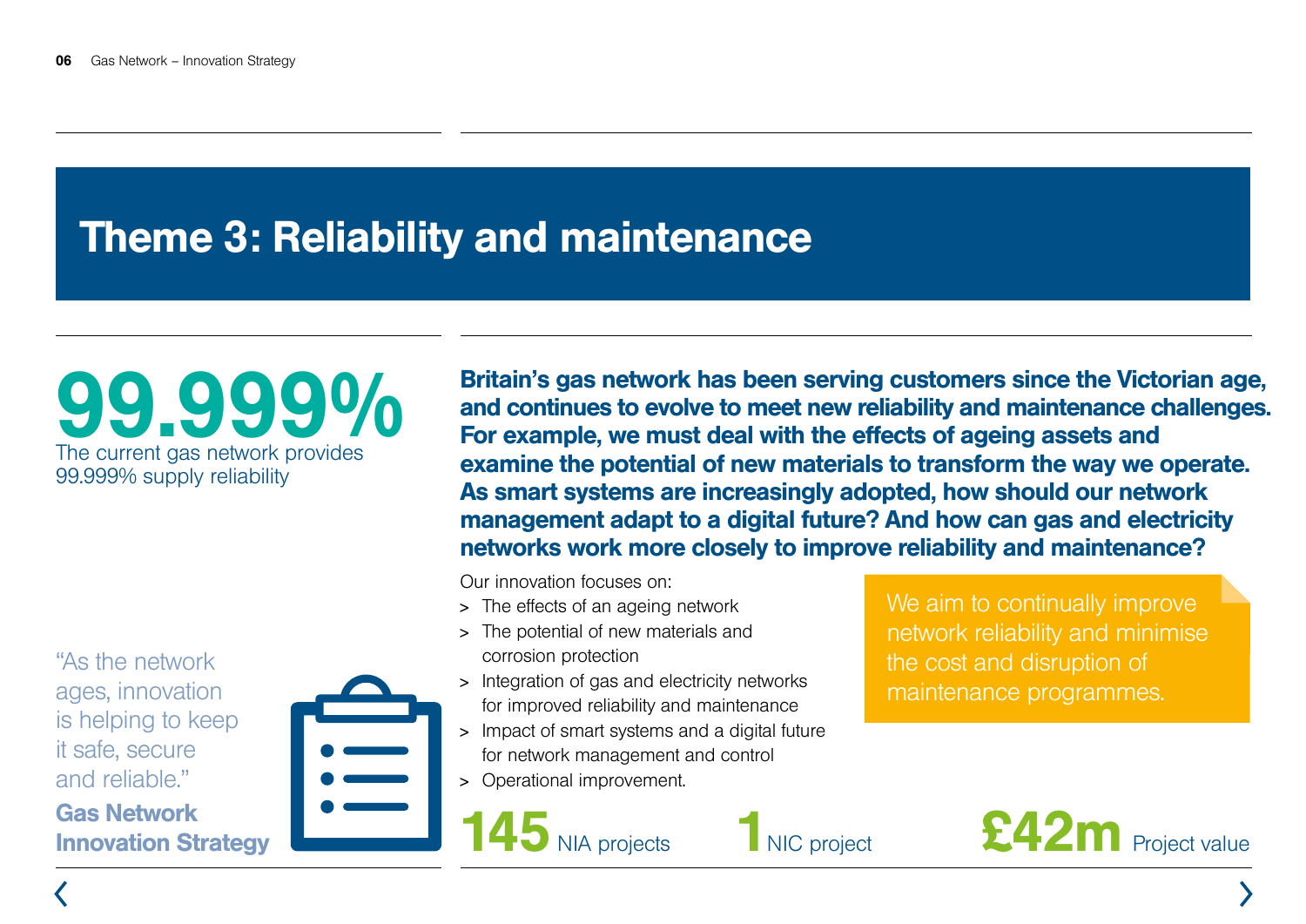# Theme 3: Reliability and maintenance

**99.999%**
The current gas network provides 99.999% supply reliability

**Britain's gas network has been serving customers since the Victorian age, and continues to evolve to meet new reliability and maintenance challenges. For example, we must deal with the effects of ageing assets and examine the potential of new materials to transform the way we operate. As smart systems are increasingly adopted, how should our network management adapt to a digital future? And how can gas and electricity networks work more closely to improve reliability and maintenance?**

Our innovation focuses on:

- The effects of an ageing network
- The potential of new materials and corrosion protection
- Integration of gas and electricity networks for improved reliability and maintenance
- Impact of smart systems and a digital future for network management and control
- Operational improvement.

We aim to continually improve network reliability and minimise the cost and disruption of maintenance programmes.

"As the network ages, innovation is helping to keep it safe, secure and reliable."
**Gas Network Innovation Strategy**

**145** NIA projects

**1** NIC project

**£42m** Project value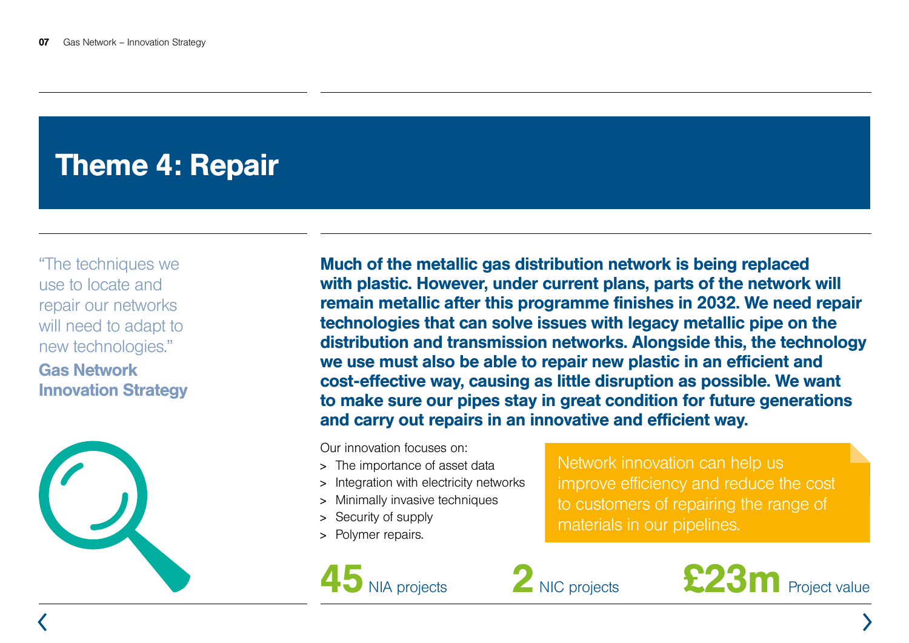# Theme 4: Repair

"The techniques we use to locate and repair our networks will need to adapt to new technologies."

**Gas Network Innovation Strategy**

**Much of the metallic gas distribution network is being replaced with plastic. However, under current plans, parts of the network will remain metallic after this programme finishes in 2032. We need repair technologies that can solve issues with legacy metallic pipe on the distribution and transmission networks. Alongside this, the technology we use must also be able to repair new plastic in an efficient and cost-effective way, causing as little disruption as possible. We want to make sure our pipes stay in great condition for future generations and carry out repairs in an innovative and efficient way.**

Our innovation focuses on:

- The importance of asset data
- Integration with electricity networks
- Minimally invasive techniques
- Security of supply
- Polymer repairs.

Network innovation can help us improve efficiency and reduce the cost to customers of repairing the range of materials in our pipelines.

**45** NIA projects

**2** NIC projects

**£23m** Project value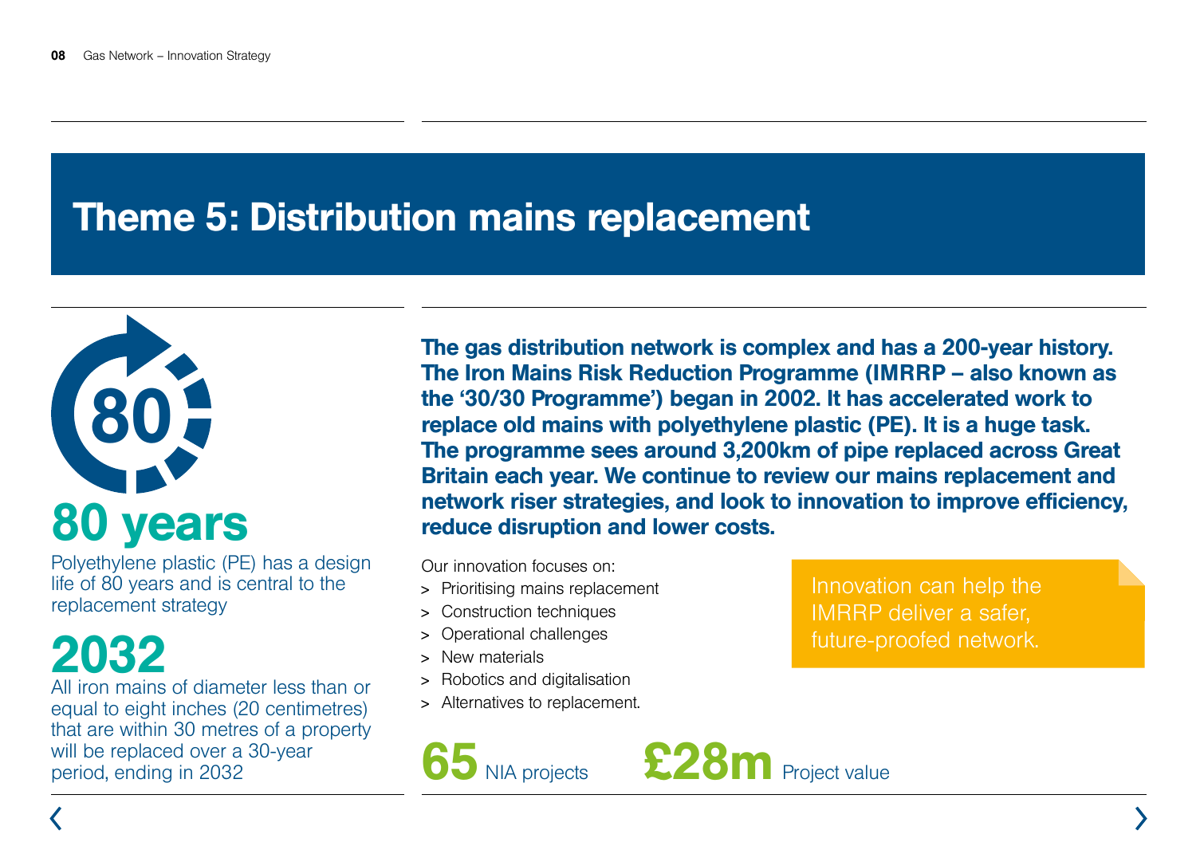# Theme 5: Distribution mains replacement

**80 years**

Polyethylene plastic (PE) has a design life of 80 years and is central to the replacement strategy

**2032**

All iron mains of diameter less than or equal to eight inches (20 centimetres) that are within 30 metres of a property will be replaced over a 30-year period, ending in 2032

**The gas distribution network is complex and has a 200-year history. The Iron Mains Risk Reduction Programme (IMRRP – also known as the '30/30 Programme') began in 2002. It has accelerated work to replace old mains with polyethylene plastic (PE). It is a huge task. The programme sees around 3,200km of pipe replaced across Great Britain each year. We continue to review our mains replacement and network riser strategies, and look to innovation to improve efficiency, reduce disruption and lower costs.**

Our innovation focuses on:

- Prioritising mains replacement
- Construction techniques
- Operational challenges
- New materials
- Robotics and digitalisation
- Alternatives to replacement.

Innovation can help the IMRRP deliver a safer, future-proofed network.

**65** NIA projects

**£28m** Project value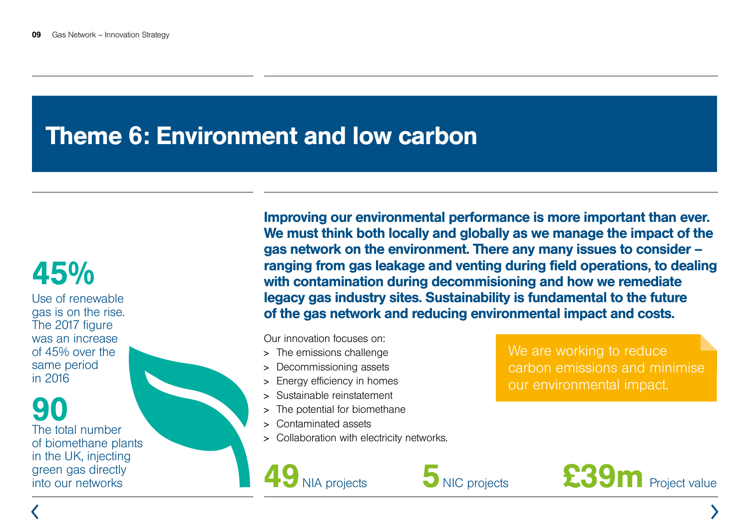# Theme 6: Environment and low carbon

**45%**
Use of renewable gas is on the rise. The 2017 figure was an increase of 45% over the same period in 2016

**90**
The total number of biomethane plants in the UK, injecting green gas directly into our networks

**Improving our environmental performance is more important than ever. We must think both locally and globally as we manage the impact of the gas network on the environment. There any many issues to consider – ranging from gas leakage and venting during field operations, to dealing with contamination during decommisioning and how we remediate legacy gas industry sites. Sustainability is fundamental to the future of the gas network and reducing environmental impact and costs.**

Our innovation focuses on:

- The emissions challenge
- Decommissioning assets
- Energy efficiency in homes
- Sustainable reinstatement
- The potential for biomethane
- Contaminated assets
- Collaboration with electricity networks.

We are working to reduce carbon emissions and minimise our environmental impact.

**49** NIA projects

**5** NIC projects

**£39m** Project value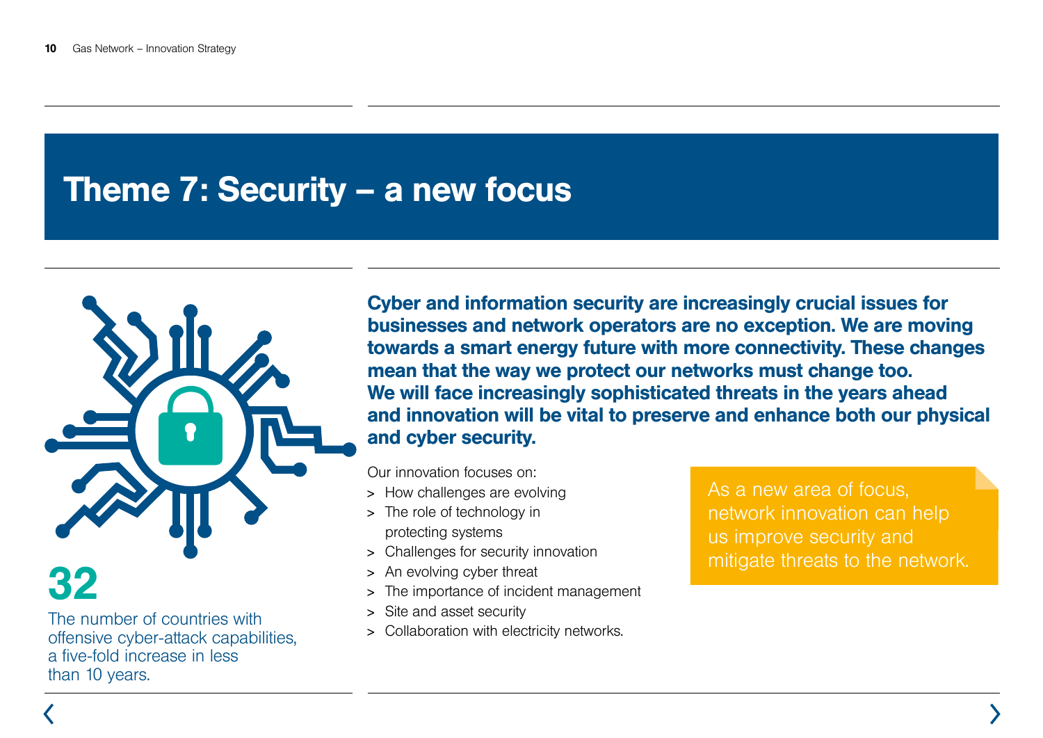# Theme 7: Security – a new focus

**32**

The number of countries with offensive cyber-attack capabilities, a five-fold increase in less than 10 years.

**Cyber and information security are increasingly crucial issues for businesses and network operators are no exception. We are moving towards a smart energy future with more connectivity. These changes mean that the way we protect our networks must change too. We will face increasingly sophisticated threats in the years ahead and innovation will be vital to preserve and enhance both our physical and cyber security.**

Our innovation focuses on:

- How challenges are evolving
- The role of technology in protecting systems
- Challenges for security innovation
- An evolving cyber threat
- The importance of incident management
- Site and asset security
- Collaboration with electricity networks.

As a new area of focus, network innovation can help us improve security and mitigate threats to the network.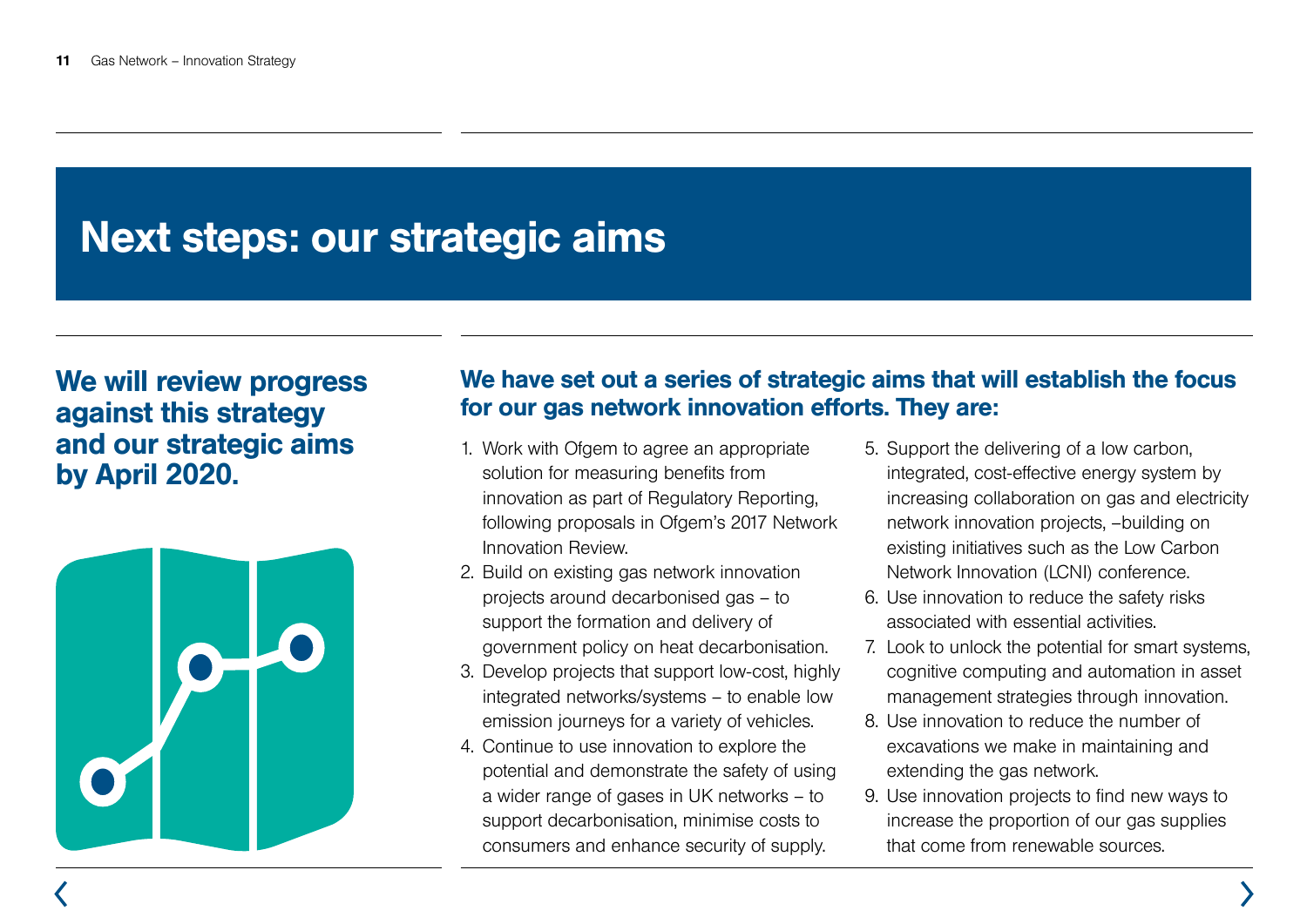# Next steps: our strategic aims

**We will review progress against this strategy and our strategic aims by April 2020.**

## We have set out a series of strategic aims that will establish the focus for our gas network innovation efforts. They are:

1. Work with Ofgem to agree an appropriate solution for measuring benefits from innovation as part of Regulatory Reporting, following proposals in Ofgem's 2017 Network Innovation Review.
2. Build on existing gas network innovation projects around decarbonised gas – to support the formation and delivery of government policy on heat decarbonisation.
3. Develop projects that support low-cost, highly integrated networks/systems – to enable low emission journeys for a variety of vehicles.
4. Continue to use innovation to explore the potential and demonstrate the safety of using a wider range of gases in UK networks – to support decarbonisation, minimise costs to consumers and enhance security of supply.
5. Support the delivering of a low carbon, integrated, cost-effective energy system by increasing collaboration on gas and electricity network innovation projects, –building on existing initiatives such as the Low Carbon Network Innovation (LCNI) conference.
6. Use innovation to reduce the safety risks associated with essential activities.
7. Look to unlock the potential for smart systems, cognitive computing and automation in asset management strategies through innovation.
8. Use innovation to reduce the number of excavations we make in maintaining and extending the gas network.
9. Use innovation projects to find new ways to increase the proportion of our gas supplies that come from renewable sources.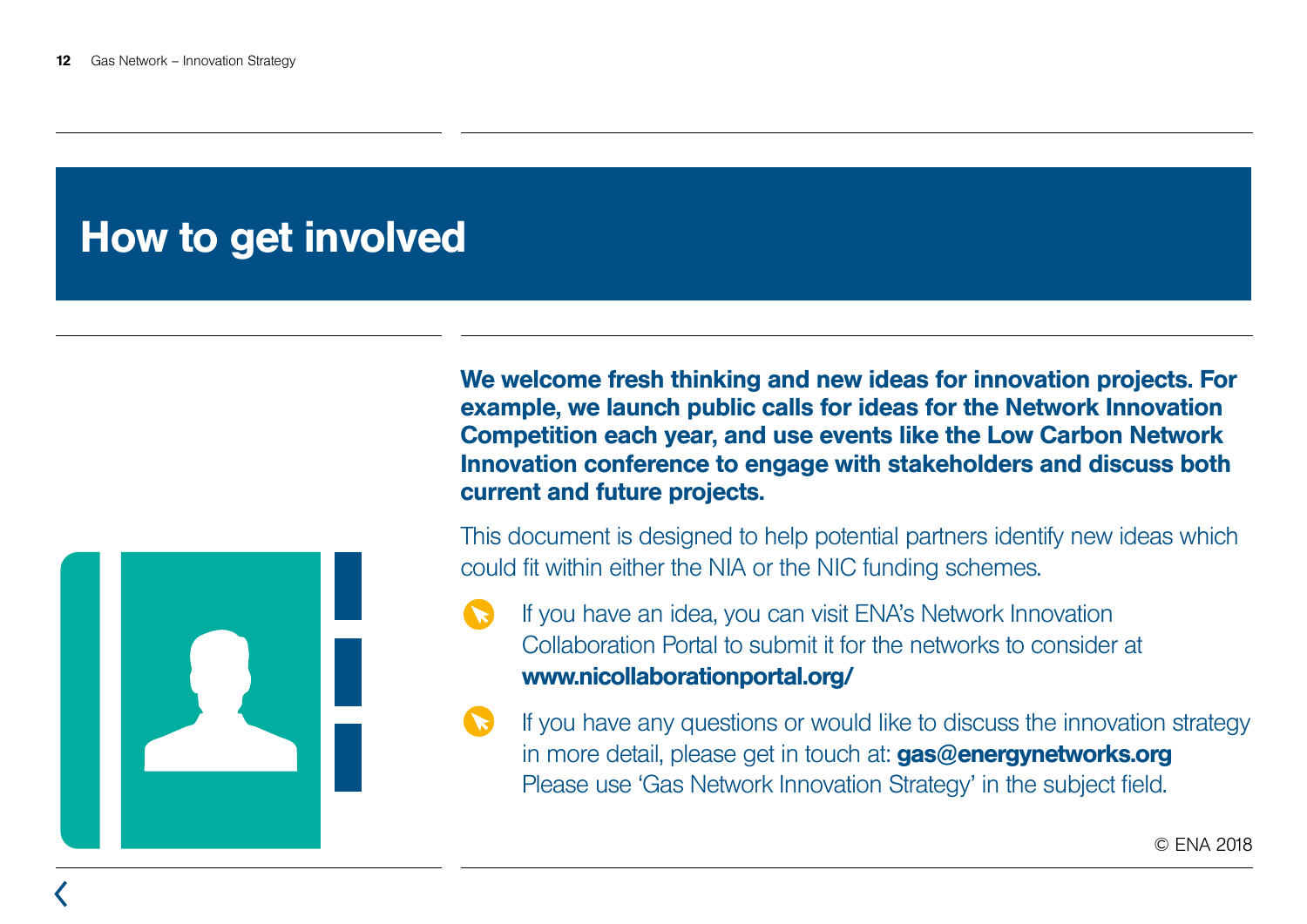# How to get involved

**We welcome fresh thinking and new ideas for innovation projects. For example, we launch public calls for ideas for the Network Innovation Competition each year, and use events like the Low Carbon Network Innovation conference to engage with stakeholders and discuss both current and future projects.**

This document is designed to help potential partners identify new ideas which could fit within either the NIA or the NIC funding schemes.

- If you have an idea, you can visit ENA's Network Innovation Collaboration Portal to submit it for the networks to consider at **www.nicollaborationportal.org/**
- If you have any questions or would like to discuss the innovation strategy in more detail, please get in touch at: **gas@energynetworks.org** Please use 'Gas Network Innovation Strategy' in the subject field.

© ENA 2018